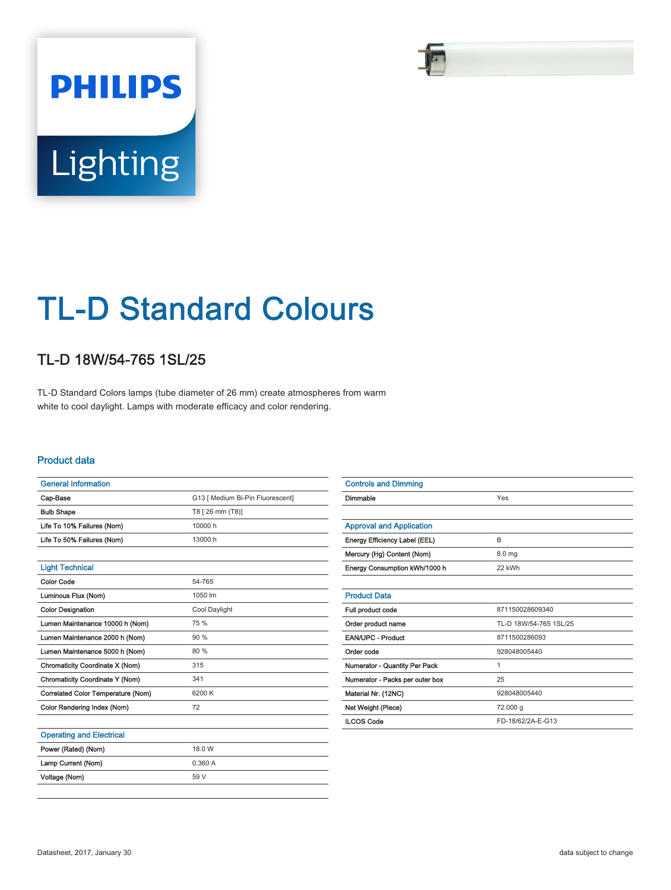PHILIPS

Lighting

# TL-D Standard Colours

## TL-D 18W/54-765 1SL/25

TL-D Standard Colors lamps (tube diameter of 26 mm) create atmospheres from warm white to cool daylight. Lamps with moderate efficacy and color rendering.

### Product data

| General Information | |
|---|---|
| Cap-Base | G13 [ Medium Bi-Pin Fluorescent] |
| Bulb Shape | T8 [ 26 mm (T8)] |
| Life To 10% Failures (Nom) | 10000 h |
| Life To 50% Failures (Nom) | 13000 h |

| Light Technical | |
|---|---|
| Color Code | 54-765 |
| Luminous Flux (Nom) | 1050 lm |
| Color Designation | Cool Daylight |
| Lumen Maintenance 10000 h (Nom) | 75 % |
| Lumen Maintenance 2000 h (Nom) | 90 % |
| Lumen Maintenance 5000 h (Nom) | 80 % |
| Chromaticity Coordinate X (Nom) | 315 |
| Chromaticity Coordinate Y (Nom) | 341 |
| Correlated Color Temperature (Nom) | 6200 K |
| Color Rendering Index (Nom) | 72 |

| Operating and Electrical | |
|---|---|
| Power (Rated) (Nom) | 18.0 W |
| Lamp Current (Nom) | 0.360 A |
| Voltage (Nom) | 59 V |

| Controls and Dimming | |
|---|---|
| Dimmable | Yes |

| Approval and Application | |
|---|---|
| Energy Efficiency Label (EEL) | B |
| Mercury (Hg) Content (Nom) | 8.0 mg |
| Energy Consumption kWh/1000 h | 22 kWh |

| Product Data | |
|---|---|
| Full product code | 871150028609340 |
| Order product name | TL-D 18W/54-765 1SL/25 |
| EAN/UPC - Product | 8711500286093 |
| Order code | 928048005440 |
| Numerator - Quantity Per Pack | 1 |
| Numerator - Packs per outer box | 25 |
| Material Nr. (12NC) | 928048005440 |
| Net Weight (Piece) | 72.000 g |
| ILCOS Code | FD-18/62/2A-E-G13 |

Datasheet, 2017, January 30

data subject to change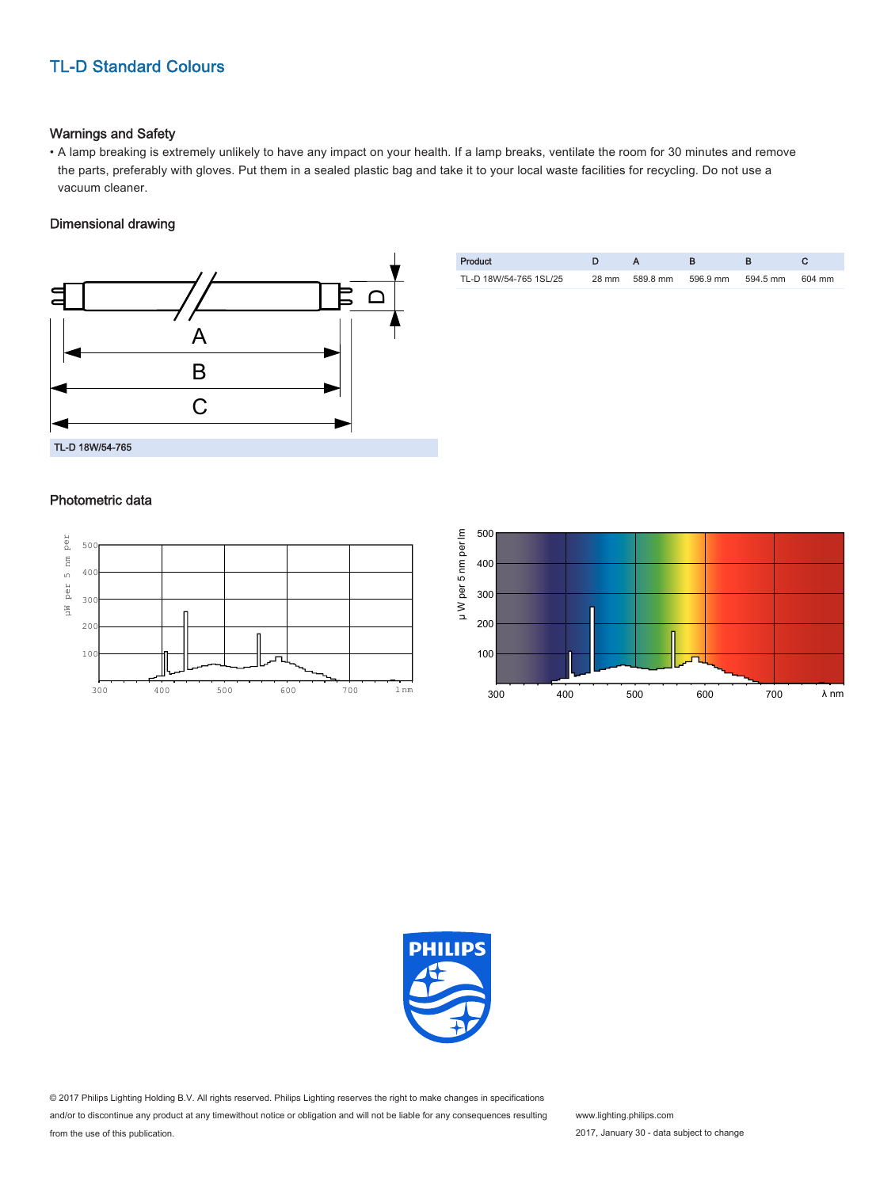## TL-D Standard Colours

### Warnings and Safety

- A lamp breaking is extremely unlikely to have any impact on your health. If a lamp breaks, ventilate the room for 30 minutes and remove the parts, preferably with gloves. Put them in a sealed plastic bag and take it to your local waste facilities for recycling. Do not use a vacuum cleaner.

### Dimensional drawing

D

A

B

C

TL-D 18W/54-765

| Product | D | A | B | B | C |
|---|---|---|---|---|---|
| TL-D 18W/54-765 1SL/25 | 28 mm | 589.8 mm | 596.9 mm | 594.5 mm | 604 mm |

### Photometric data

µW per 5 nm per

500
400
300
200
100

300 400 500 600 700 l nm

µ W per 5 nm per lm

500
400
300
200
100

300 400 500 600 700 λ nm

© 2017 Philips Lighting Holding B.V. All rights reserved. Philips Lighting reserves the right to make changes in specifications and/or to discontinue any product at any timewithout notice or obligation and will not be liable for any consequences resulting from the use of this publication.

www.lighting.philips.com

2017, January 30 - data subject to change